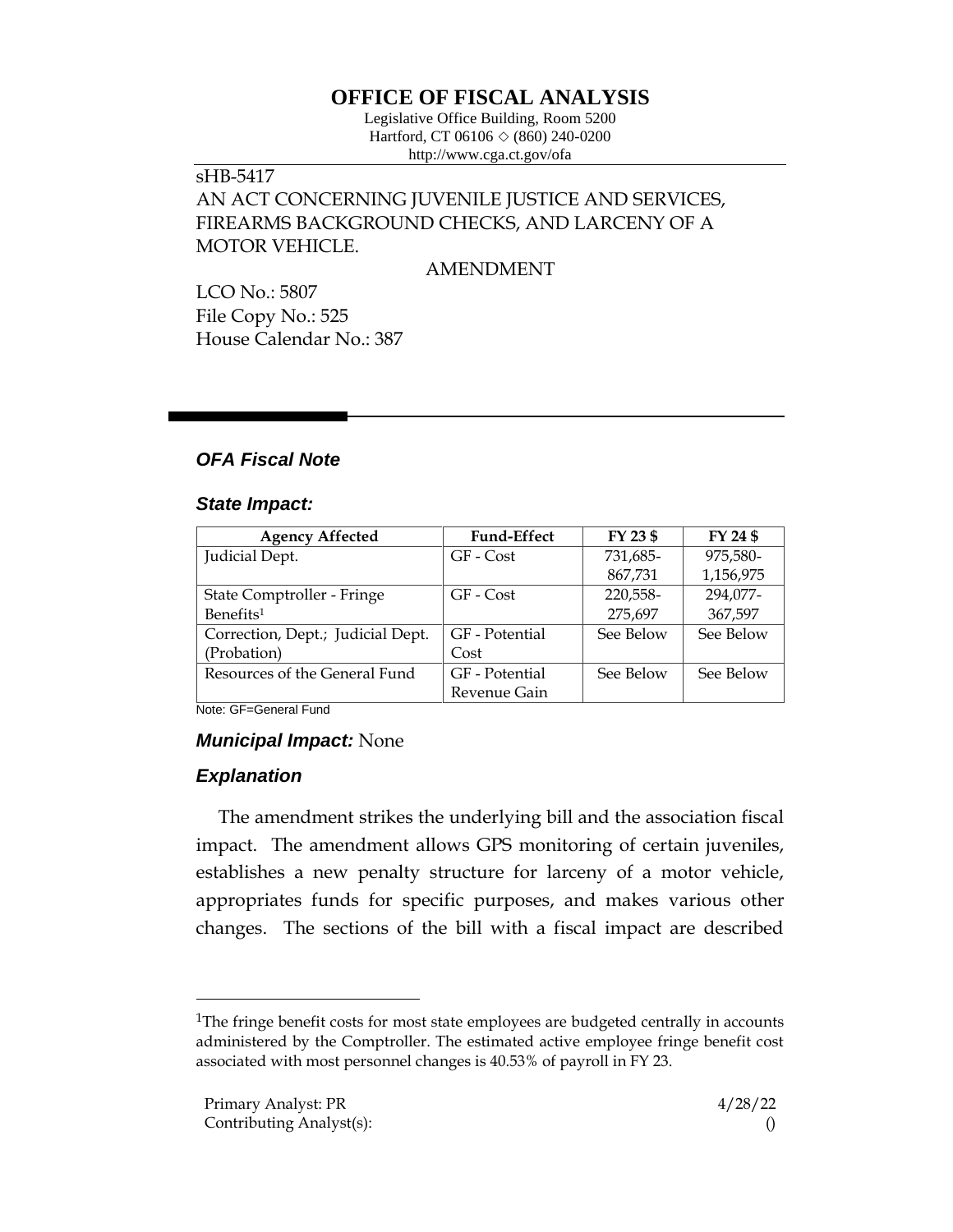# OFFICE OF FISCAL ANALYSIS

Legislative Office Building, Room 5200
Hartford, CT 06106 ◇ (860) 240-0200
http://www.cga.ct.gov/ofa

sHB-5417
AN ACT CONCERNING JUVENILE JUSTICE AND SERVICES, FIREARMS BACKGROUND CHECKS, AND LARCENY OF A MOTOR VEHICLE.

AMENDMENT

LCO No.: 5807
File Copy No.: 525
House Calendar No.: 387

## *OFA Fiscal Note*

### *State Impact:*

| Agency Affected | Fund-Effect | FY 23 $ | FY 24 $ |
|---|---|---|---|
| Judicial Dept. | GF - Cost | 731,685-867,731 | 975,580-1,156,975 |
| State Comptroller - Fringe Benefits[1] | GF - Cost | 220,558-275,697 | 294,077-367,597 |
| Correction, Dept.; Judicial Dept. (Probation) | GF - Potential Cost | See Below | See Below |
| Resources of the General Fund | GF - Potential Revenue Gain | See Below | See Below |

Note: GF=General Fund

### *Municipal Impact:* None

### *Explanation*

The amendment strikes the underlying bill and the association fiscal impact. The amendment allows GPS monitoring of certain juveniles, establishes a new penalty structure for larceny of a motor vehicle, appropriates funds for specific purposes, and makes various other changes. The sections of the bill with a fiscal impact are described

[1]The fringe benefit costs for most state employees are budgeted centrally in accounts administered by the Comptroller. The estimated active employee fringe benefit cost associated with most personnel changes is 40.53% of payroll in FY 23.

Primary Analyst: PR 4/28/22
Contributing Analyst(s): ()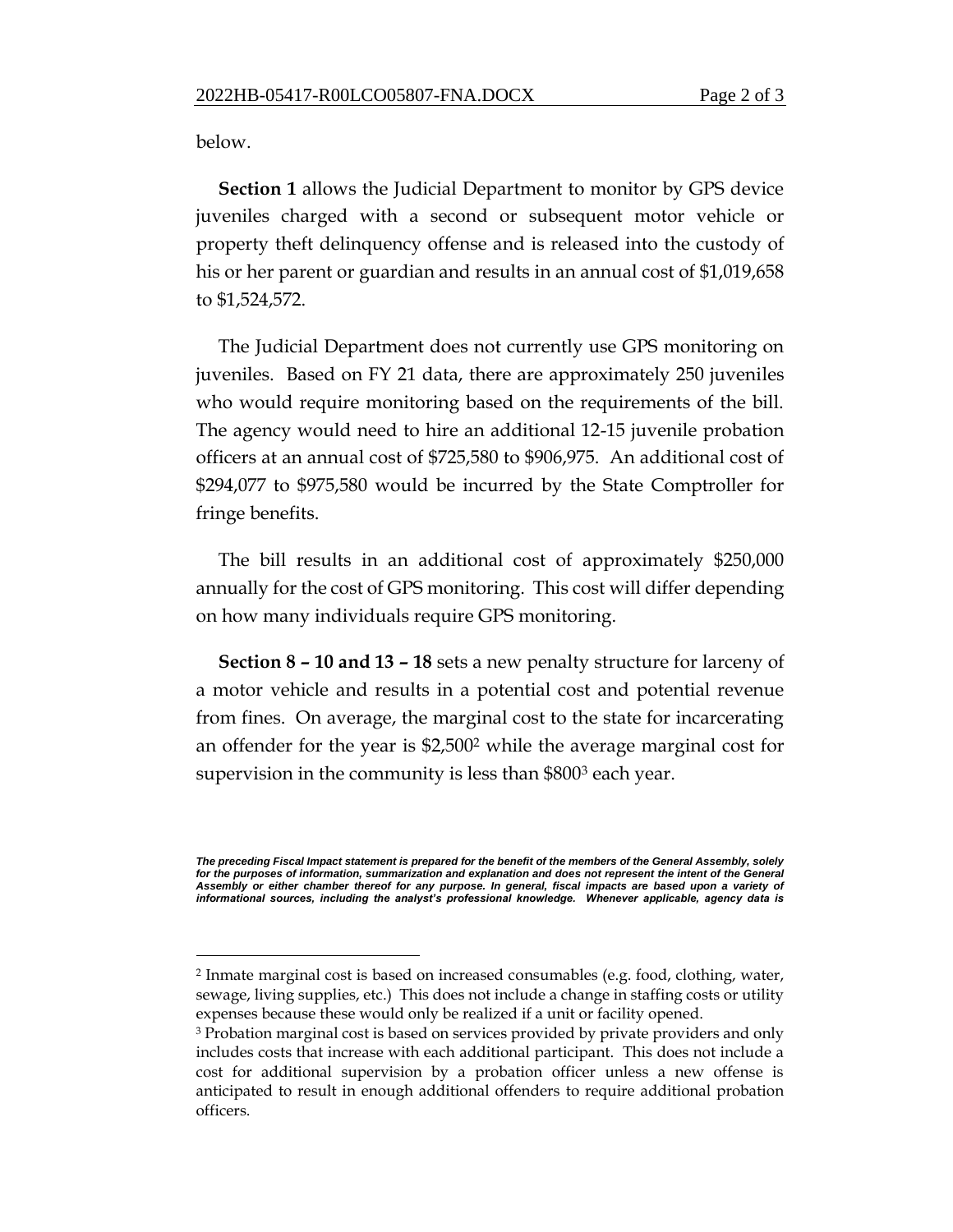below.

**Section 1** allows the Judicial Department to monitor by GPS device juveniles charged with a second or subsequent motor vehicle or property theft delinquency offense and is released into the custody of his or her parent or guardian and results in an annual cost of $1,019,658 to $1,524,572.

The Judicial Department does not currently use GPS monitoring on juveniles. Based on FY 21 data, there are approximately 250 juveniles who would require monitoring based on the requirements of the bill. The agency would need to hire an additional 12-15 juvenile probation officers at an annual cost of $725,580 to $906,975. An additional cost of $294,077 to $975,580 would be incurred by the State Comptroller for fringe benefits.

The bill results in an additional cost of approximately $250,000 annually for the cost of GPS monitoring. This cost will differ depending on how many individuals require GPS monitoring.

**Section 8 – 10 and 13 – 18** sets a new penalty structure for larceny of a motor vehicle and results in a potential cost and potential revenue from fines. On average, the marginal cost to the state for incarcerating an offender for the year is $2,500[2] while the average marginal cost for supervision in the community is less than $800[3] each year.

***The preceding Fiscal Impact statement is prepared for the benefit of the members of the General Assembly, solely for the purposes of information, summarization and explanation and does not represent the intent of the General Assembly or either chamber thereof for any purpose. In general, fiscal impacts are based upon a variety of informational sources, including the analyst's professional knowledge. Whenever applicable, agency data is***

---

[2] Inmate marginal cost is based on increased consumables (e.g. food, clothing, water, sewage, living supplies, etc.) This does not include a change in staffing costs or utility expenses because these would only be realized if a unit or facility opened.

[3] Probation marginal cost is based on services provided by private providers and only includes costs that increase with each additional participant. This does not include a cost for additional supervision by a probation officer unless a new offense is anticipated to result in enough additional offenders to require additional probation officers.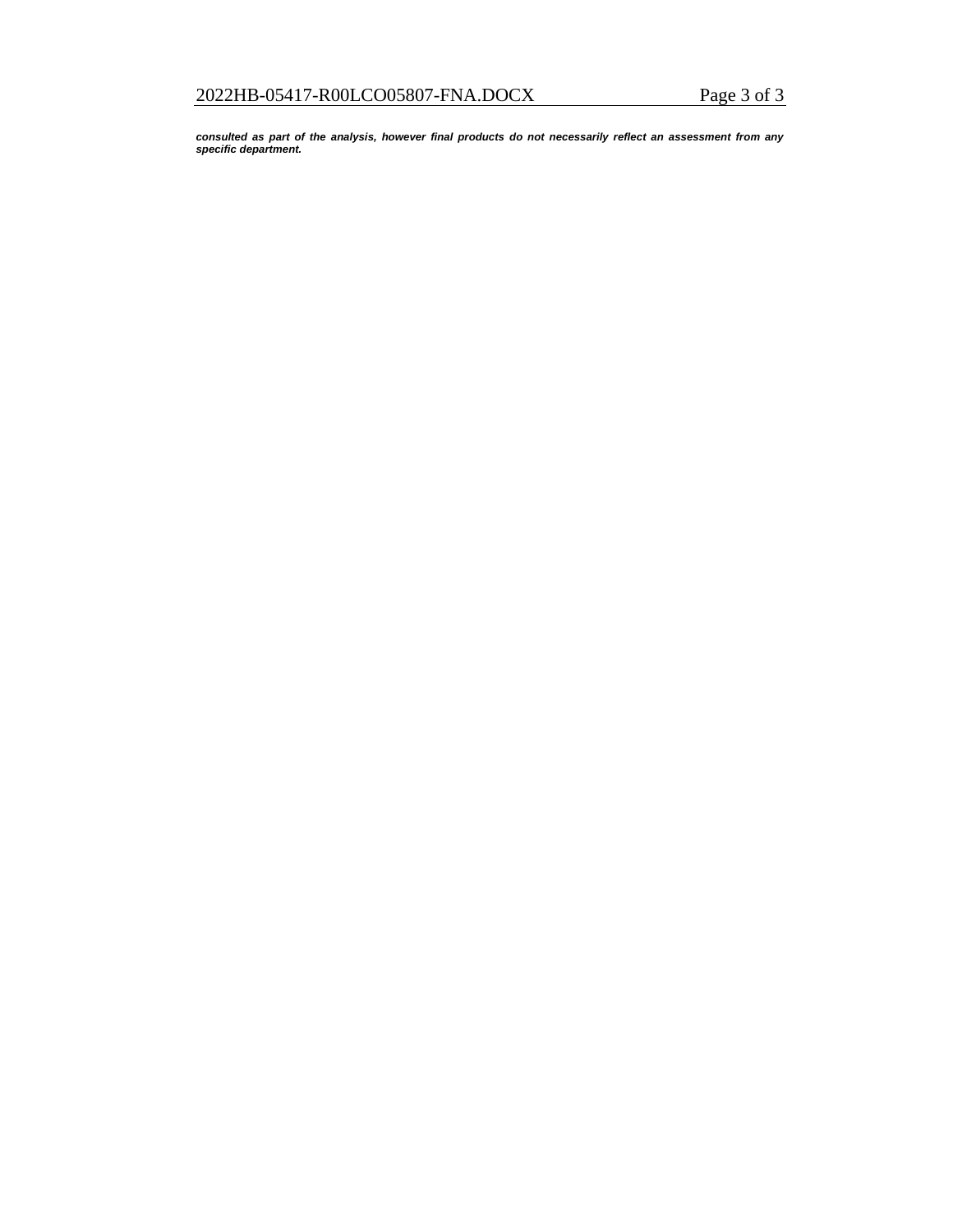***consulted as part of the analysis, however final products do not necessarily reflect an assessment from any specific department.***